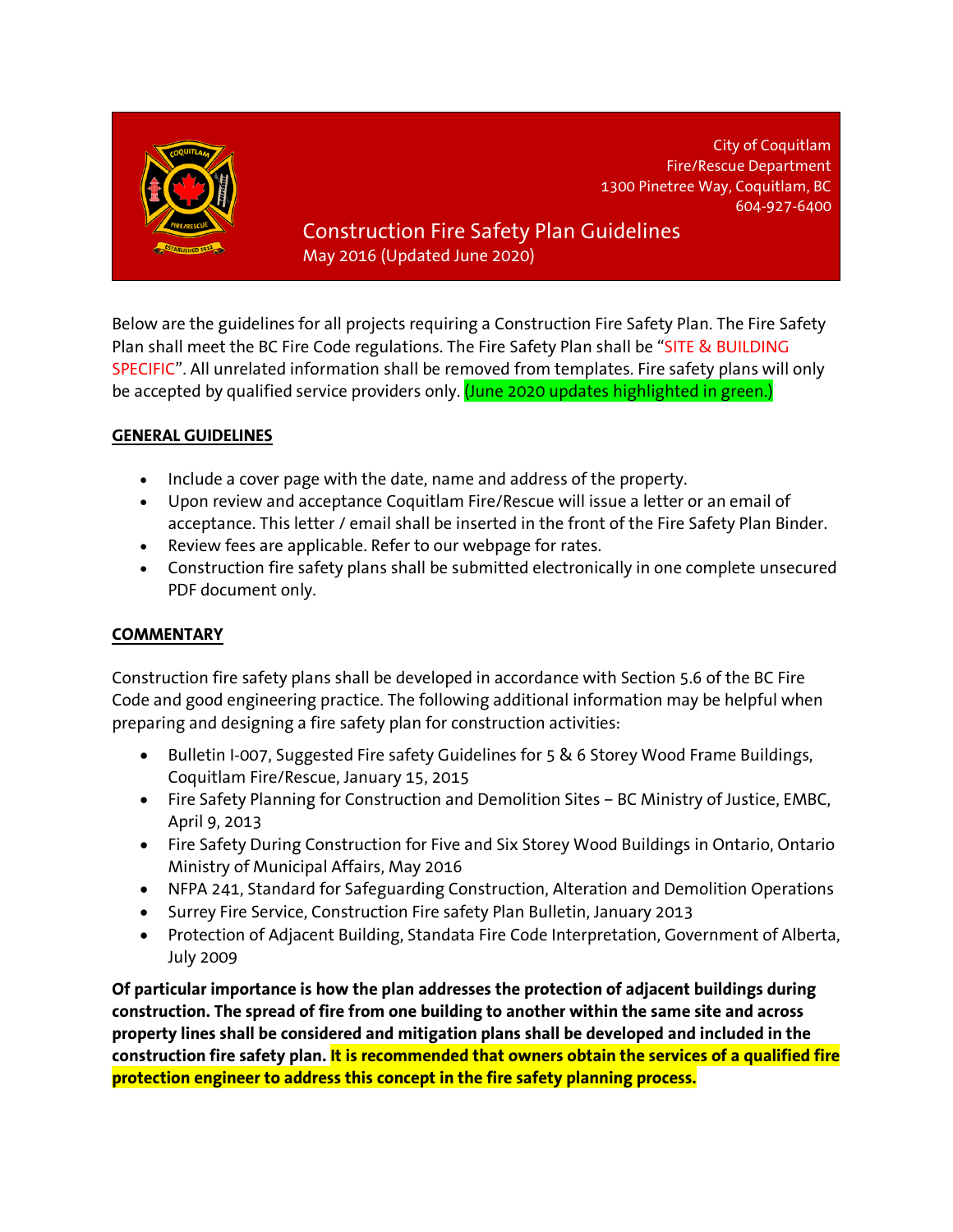City of Coquitlam
Fire/Rescue Department
1300 Pinetree Way, Coquitlam, BC
604-927-6400

# Construction Fire Safety Plan Guidelines

May 2016 (Updated June 2020)

Below are the guidelines for all projects requiring a Construction Fire Safety Plan. The Fire Safety Plan shall meet the BC Fire Code regulations. The Fire Safety Plan shall be "SITE & BUILDING SPECIFIC". All unrelated information shall be removed from templates. Fire safety plans will only be accepted by qualified service providers only. (June 2020 updates highlighted in green.)

## GENERAL GUIDELINES

- Include a cover page with the date, name and address of the property.
- Upon review and acceptance Coquitlam Fire/Rescue will issue a letter or an email of acceptance. This letter / email shall be inserted in the front of the Fire Safety Plan Binder.
- Review fees are applicable. Refer to our webpage for rates.
- Construction fire safety plans shall be submitted electronically in one complete unsecured PDF document only.

## COMMENTARY

Construction fire safety plans shall be developed in accordance with Section 5.6 of the BC Fire Code and good engineering practice. The following additional information may be helpful when preparing and designing a fire safety plan for construction activities:

- Bulletin I-007, Suggested Fire safety Guidelines for 5 & 6 Storey Wood Frame Buildings, Coquitlam Fire/Rescue, January 15, 2015
- Fire Safety Planning for Construction and Demolition Sites – BC Ministry of Justice, EMBC, April 9, 2013
- Fire Safety During Construction for Five and Six Storey Wood Buildings in Ontario, Ontario Ministry of Municipal Affairs, May 2016
- NFPA 241, Standard for Safeguarding Construction, Alteration and Demolition Operations
- Surrey Fire Service, Construction Fire safety Plan Bulletin, January 2013
- Protection of Adjacent Building, Standata Fire Code Interpretation, Government of Alberta, July 2009

**Of particular importance is how the plan addresses the protection of adjacent buildings during construction. The spread of fire from one building to another within the same site and across property lines shall be considered and mitigation plans shall be developed and included in the construction fire safety plan. It is recommended that owners obtain the services of a qualified fire protection engineer to address this concept in the fire safety planning process.**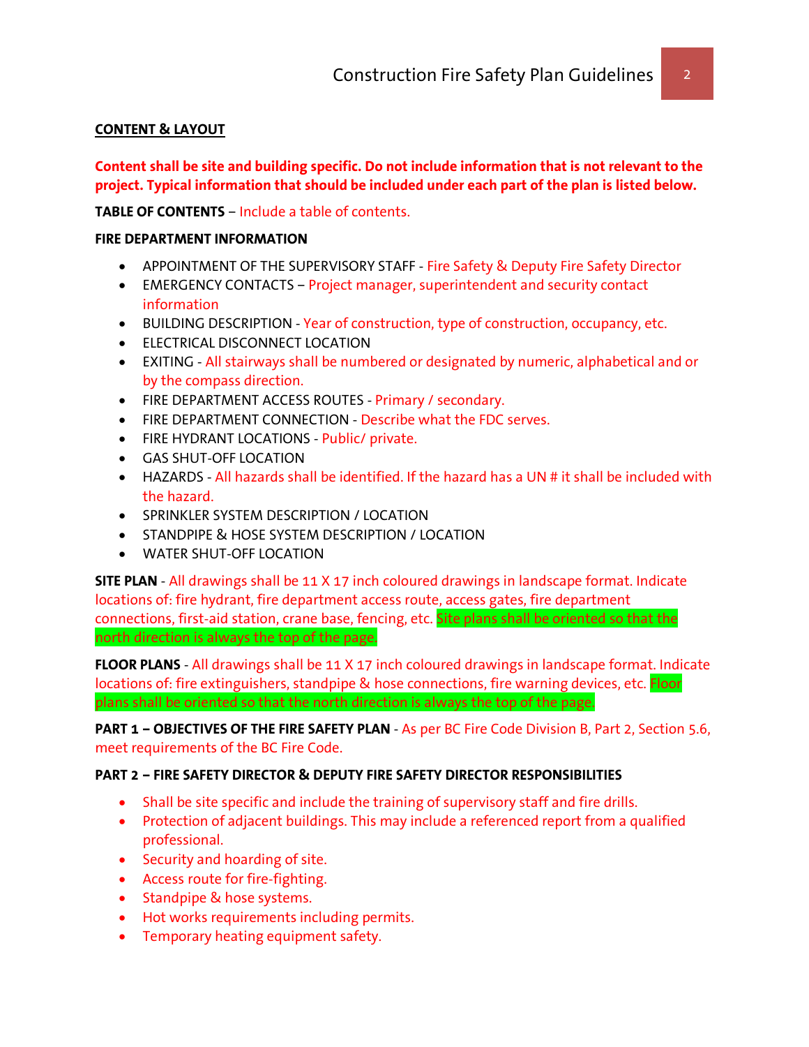## CONTENT & LAYOUT

**Content shall be site and building specific. Do not include information that is not relevant to the project. Typical information that should be included under each part of the plan is listed below.**

**TABLE OF CONTENTS** – Include a table of contents.

**FIRE DEPARTMENT INFORMATION**

- APPOINTMENT OF THE SUPERVISORY STAFF - Fire Safety & Deputy Fire Safety Director
- EMERGENCY CONTACTS – Project manager, superintendent and security contact information
- BUILDING DESCRIPTION - Year of construction, type of construction, occupancy, etc.
- ELECTRICAL DISCONNECT LOCATION
- EXITING - All stairways shall be numbered or designated by numeric, alphabetical and or by the compass direction.
- FIRE DEPARTMENT ACCESS ROUTES - Primary / secondary.
- FIRE DEPARTMENT CONNECTION - Describe what the FDC serves.
- FIRE HYDRANT LOCATIONS - Public/ private.
- GAS SHUT-OFF LOCATION
- HAZARDS - All hazards shall be identified. If the hazard has a UN # it shall be included with the hazard.
- SPRINKLER SYSTEM DESCRIPTION / LOCATION
- STANDPIPE & HOSE SYSTEM DESCRIPTION / LOCATION
- WATER SHUT-OFF LOCATION

**SITE PLAN** - All drawings shall be 11 X 17 inch coloured drawings in landscape format. Indicate locations of: fire hydrant, fire department access route, access gates, fire department connections, first-aid station, crane base, fencing, etc. Site plans shall be oriented so that the north direction is always the top of the page.

**FLOOR PLANS** - All drawings shall be 11 X 17 inch coloured drawings in landscape format. Indicate locations of: fire extinguishers, standpipe & hose connections, fire warning devices, etc. Floor plans shall be oriented so that the north direction is always the top of the page.

**PART 1 – OBJECTIVES OF THE FIRE SAFETY PLAN** - As per BC Fire Code Division B, Part 2, Section 5.6, meet requirements of the BC Fire Code.

**PART 2 – FIRE SAFETY DIRECTOR & DEPUTY FIRE SAFETY DIRECTOR RESPONSIBILITIES**

- Shall be site specific and include the training of supervisory staff and fire drills.
- Protection of adjacent buildings. This may include a referenced report from a qualified professional.
- Security and hoarding of site.
- Access route for fire-fighting.
- Standpipe & hose systems.
- Hot works requirements including permits.
- Temporary heating equipment safety.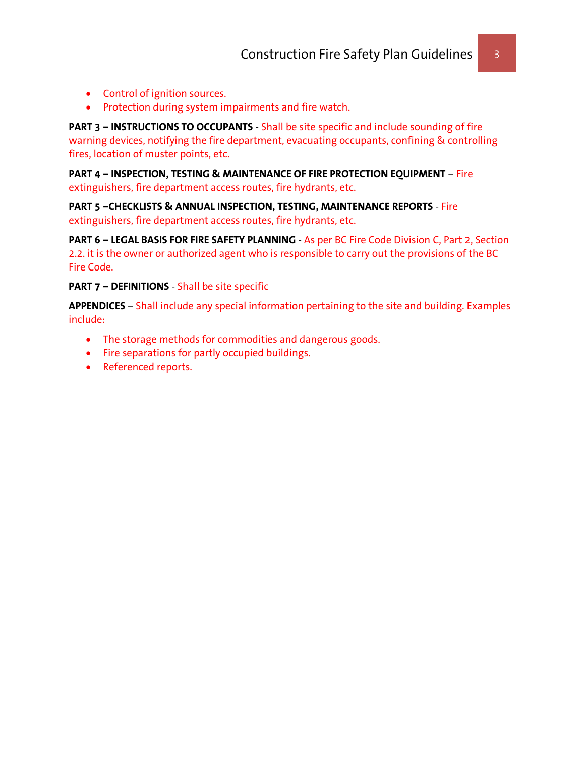- Control of ignition sources.
- Protection during system impairments and fire watch.

**PART 3 – INSTRUCTIONS TO OCCUPANTS** - Shall be site specific and include sounding of fire warning devices, notifying the fire department, evacuating occupants, confining & controlling fires, location of muster points, etc.

**PART 4 – INSPECTION, TESTING & MAINTENANCE OF FIRE PROTECTION EQUIPMENT** – Fire extinguishers, fire department access routes, fire hydrants, etc.

**PART 5 –CHECKLISTS & ANNUAL INSPECTION, TESTING, MAINTENANCE REPORTS** - Fire extinguishers, fire department access routes, fire hydrants, etc.

**PART 6 – LEGAL BASIS FOR FIRE SAFETY PLANNING** - As per BC Fire Code Division C, Part 2, Section 2.2. it is the owner or authorized agent who is responsible to carry out the provisions of the BC Fire Code.

**PART 7 – DEFINITIONS** - Shall be site specific

**APPENDICES** – Shall include any special information pertaining to the site and building. Examples include:

- The storage methods for commodities and dangerous goods.
- Fire separations for partly occupied buildings.
- Referenced reports.